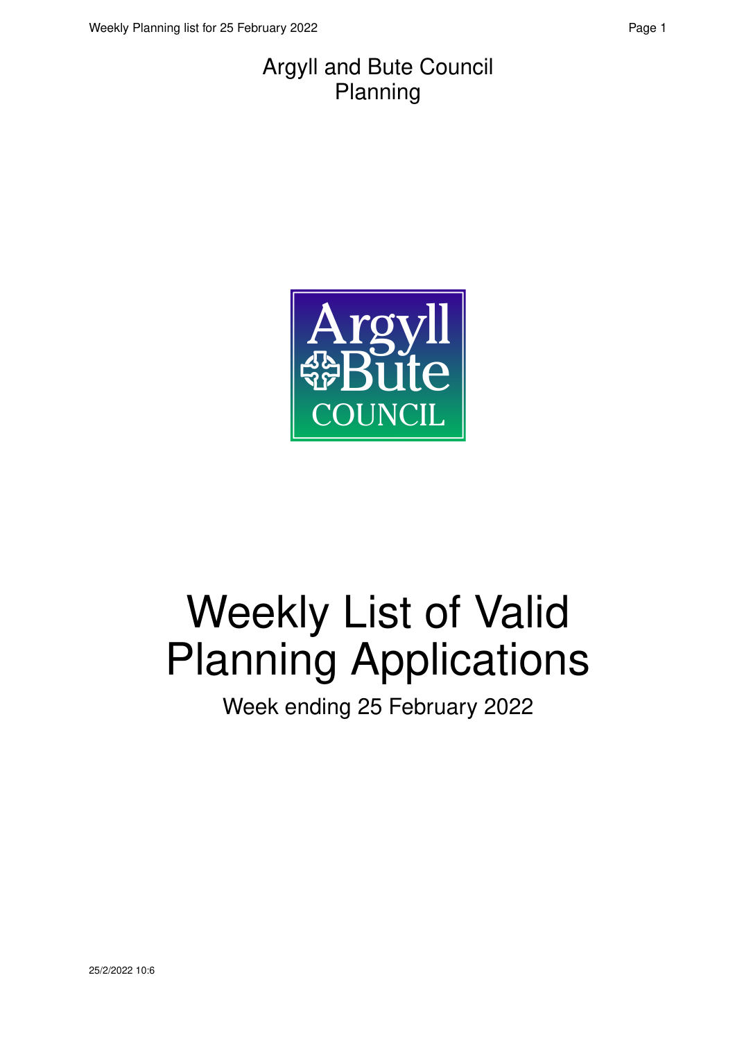Argyll and Bute Council
Planning

# Weekly List of Valid Planning Applications

Week ending 25 February 2022

25/2/2022 10:6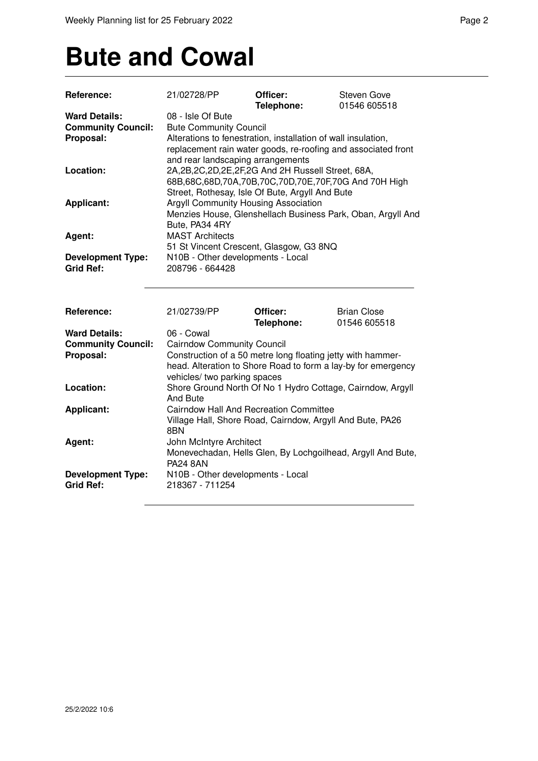# Bute and Cowal

| | | | |
|---|---|---|---|
| **Reference:** | 21/02728/PP | **Officer:** **Telephone:** | Steven Gove 01546 605518 |
| **Ward Details:** | 08 - Isle Of Bute | | |
| **Community Council:** | Bute Community Council | | |
| **Proposal:** | Alterations to fenestration, installation of wall insulation, replacement rain water goods, re-roofing and associated front and rear landscaping arrangements | | |
| **Location:** | 2A,2B,2C,2D,2E,2F,2G And 2H Russell Street, 68A, 68B,68C,68D,70A,70B,70C,70D,70E,70F,70G And 70H High Street, Rothesay, Isle Of Bute, Argyll And Bute | | |
| **Applicant:** | Argyll Community Housing Association Menzies House, Glenshellach Business Park, Oban, Argyll And Bute, PA34 4RY | | |
| **Agent:** | MAST Architects 51 St Vincent Crescent, Glasgow, G3 8NQ | | |
| **Development Type:** | N10B - Other developments - Local | | |
| **Grid Ref:** | 208796 - 664428 | | |

---

| | | | |
|---|---|---|---|
| **Reference:** | 21/02739/PP | **Officer:** **Telephone:** | Brian Close 01546 605518 |
| **Ward Details:** | 06 - Cowal | | |
| **Community Council:** | Cairndow Community Council | | |
| **Proposal:** | Construction of a 50 metre long floating jetty with hammer-head. Alteration to Shore Road to form a lay-by for emergency vehicles/ two parking spaces | | |
| **Location:** | Shore Ground North Of No 1 Hydro Cottage, Cairndow, Argyll And Bute | | |
| **Applicant:** | Cairndow Hall And Recreation Committee Village Hall, Shore Road, Cairndow, Argyll And Bute, PA26 8BN | | |
| **Agent:** | John McIntyre Architect Monevechadan, Hells Glen, By Lochgoilhead, Argyll And Bute, PA24 8AN | | |
| **Development Type:** | N10B - Other developments - Local | | |
| **Grid Ref:** | 218367 - 711254 | | |

---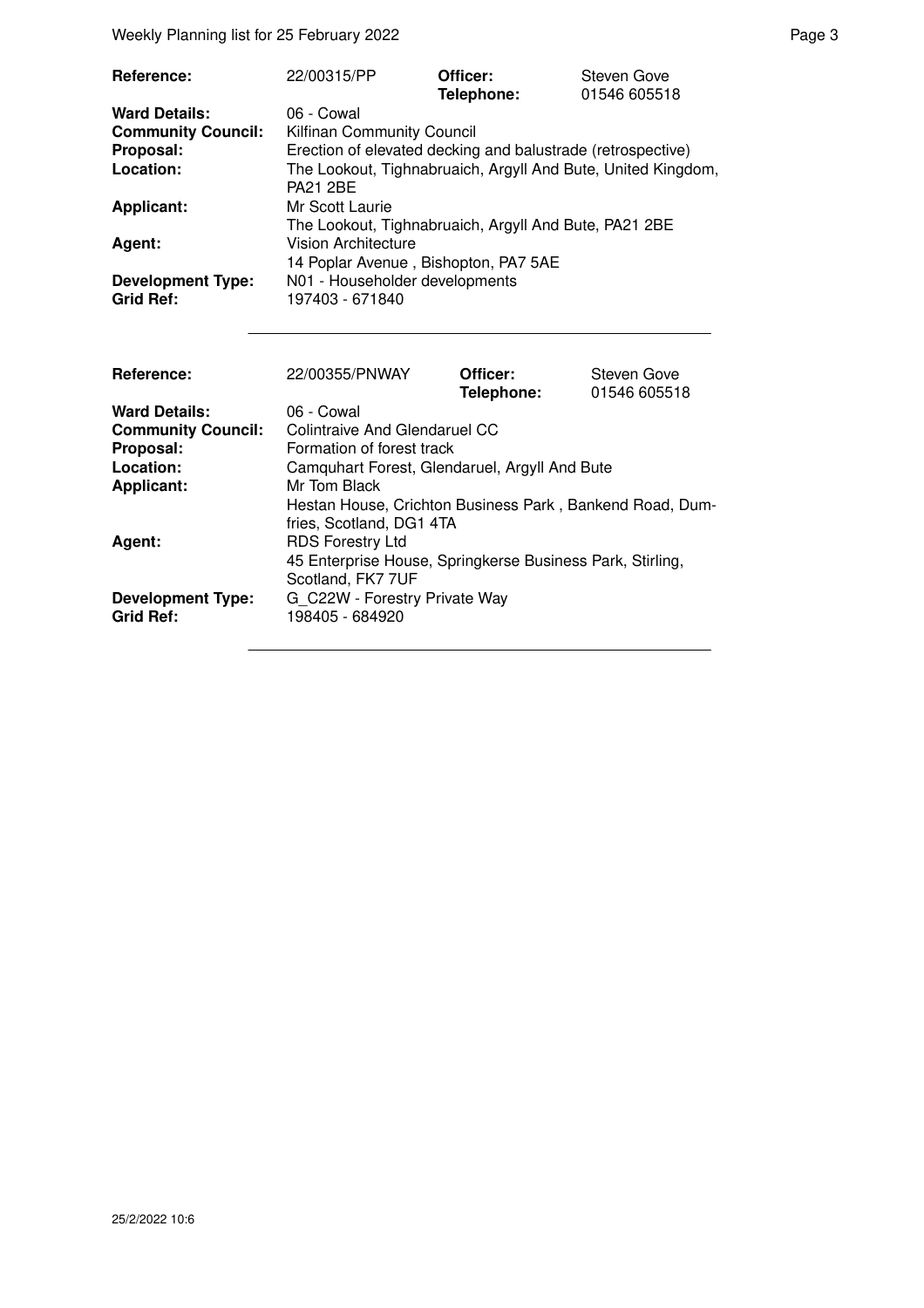| Reference: | 22/00315/PP | Officer: | Steven Gove |
|---|---|---|---|
| | | Telephone: | 01546 605518 |
| Ward Details: | 06 - Cowal | | |
| Community Council: | Kilfinan Community Council | | |
| Proposal: | Erection of elevated decking and balustrade (retrospective) | | |
| Location: | The Lookout, Tighnabruaich, Argyll And Bute, United Kingdom, PA21 2BE | | |
| Applicant: | Mr Scott Laurie | | |
| | The Lookout, Tighnabruaich, Argyll And Bute, PA21 2BE | | |
| Agent: | Vision Architecture | | |
| | 14 Poplar Avenue , Bishopton, PA7 5AE | | |
| Development Type: | N01 - Householder developments | | |
| Grid Ref: | 197403 - 671840 | | |

| Reference: | 22/00355/PNWAY | Officer: | Steven Gove |
|---|---|---|---|
| | | Telephone: | 01546 605518 |
| Ward Details: | 06 - Cowal | | |
| Community Council: | Colintraive And Glendaruel CC | | |
| Proposal: | Formation of forest track | | |
| Location: | Camquhart Forest, Glendaruel, Argyll And Bute | | |
| Applicant: | Mr Tom Black | | |
| | Hestan House, Crichton Business Park , Bankend Road, Dumfries, Scotland, DG1 4TA | | |
| Agent: | RDS Forestry Ltd | | |
| | 45 Enterprise House, Springkerse Business Park, Stirling, Scotland, FK7 7UF | | |
| Development Type: | G_C22W - Forestry Private Way | | |
| Grid Ref: | 198405 - 684920 | | |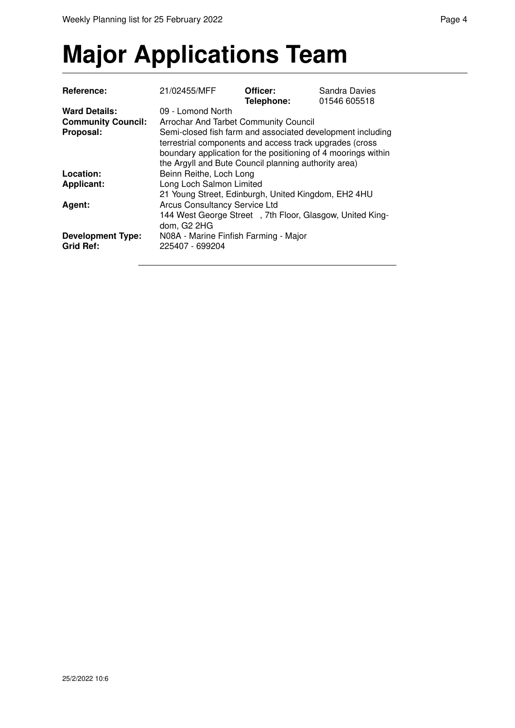# Major Applications Team

| | | | |
|---|---|---|---|
| **Reference:** | 21/02455/MFF | **Officer:** **Telephone:** | Sandra Davies 01546 605518 |
| **Ward Details:** | 09 - Lomond North | | |
| **Community Council:** | Arrochar And Tarbet Community Council | | |
| **Proposal:** | Semi-closed fish farm and associated development including terrestrial components and access track upgrades (cross boundary application for the positioning of 4 moorings within the Argyll and Bute Council planning authority area) | | |
| **Location:** | Beinn Reithe, Loch Long | | |
| **Applicant:** | Long Loch Salmon Limited 21 Young Street, Edinburgh, United Kingdom, EH2 4HU | | |
| **Agent:** | Arcus Consultancy Service Ltd 144 West George Street , 7th Floor, Glasgow, United Kingdom, G2 2HG | | |
| **Development Type:** | N08A - Marine Finfish Farming - Major | | |
| **Grid Ref:** | 225407 - 699204 | | |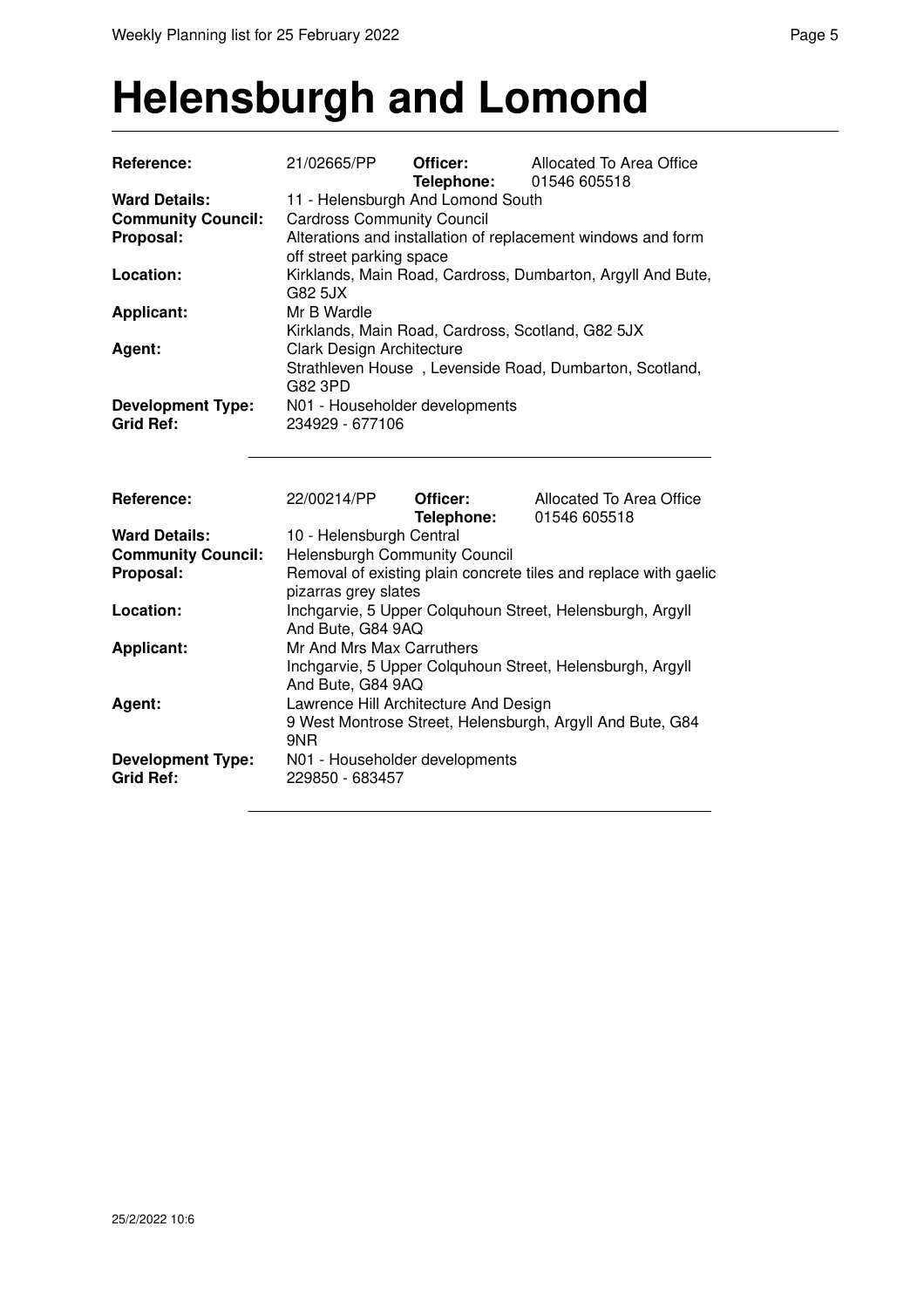# Helensburgh and Lomond

| | | | |
|---|---|---|---|
| **Reference:** | 21/02665/PP | **Officer:** **Telephone:** | Allocated To Area Office 01546 605518 |
| **Ward Details:** | 11 - Helensburgh And Lomond South | | |
| **Community Council:** | Cardross Community Council | | |
| **Proposal:** | Alterations and installation of replacement windows and form off street parking space | | |
| **Location:** | Kirklands, Main Road, Cardross, Dumbarton, Argyll And Bute, G82 5JX | | |
| **Applicant:** | Mr B Wardle Kirklands, Main Road, Cardross, Scotland, G82 5JX | | |
| **Agent:** | Clark Design Architecture Strathleven House , Levenside Road, Dumbarton, Scotland, G82 3PD | | |
| **Development Type:** | N01 - Householder developments | | |
| **Grid Ref:** | 234929 - 677106 | | |

---

| | | | |
|---|---|---|---|
| **Reference:** | 22/00214/PP | **Officer:** **Telephone:** | Allocated To Area Office 01546 605518 |
| **Ward Details:** | 10 - Helensburgh Central | | |
| **Community Council:** | Helensburgh Community Council | | |
| **Proposal:** | Removal of existing plain concrete tiles and replace with gaelic pizarras grey slates | | |
| **Location:** | Inchgarvie, 5 Upper Colquhoun Street, Helensburgh, Argyll And Bute, G84 9AQ | | |
| **Applicant:** | Mr And Mrs Max Carruthers Inchgarvie, 5 Upper Colquhoun Street, Helensburgh, Argyll And Bute, G84 9AQ | | |
| **Agent:** | Lawrence Hill Architecture And Design 9 West Montrose Street, Helensburgh, Argyll And Bute, G84 9NR | | |
| **Development Type:** | N01 - Householder developments | | |
| **Grid Ref:** | 229850 - 683457 | | |

---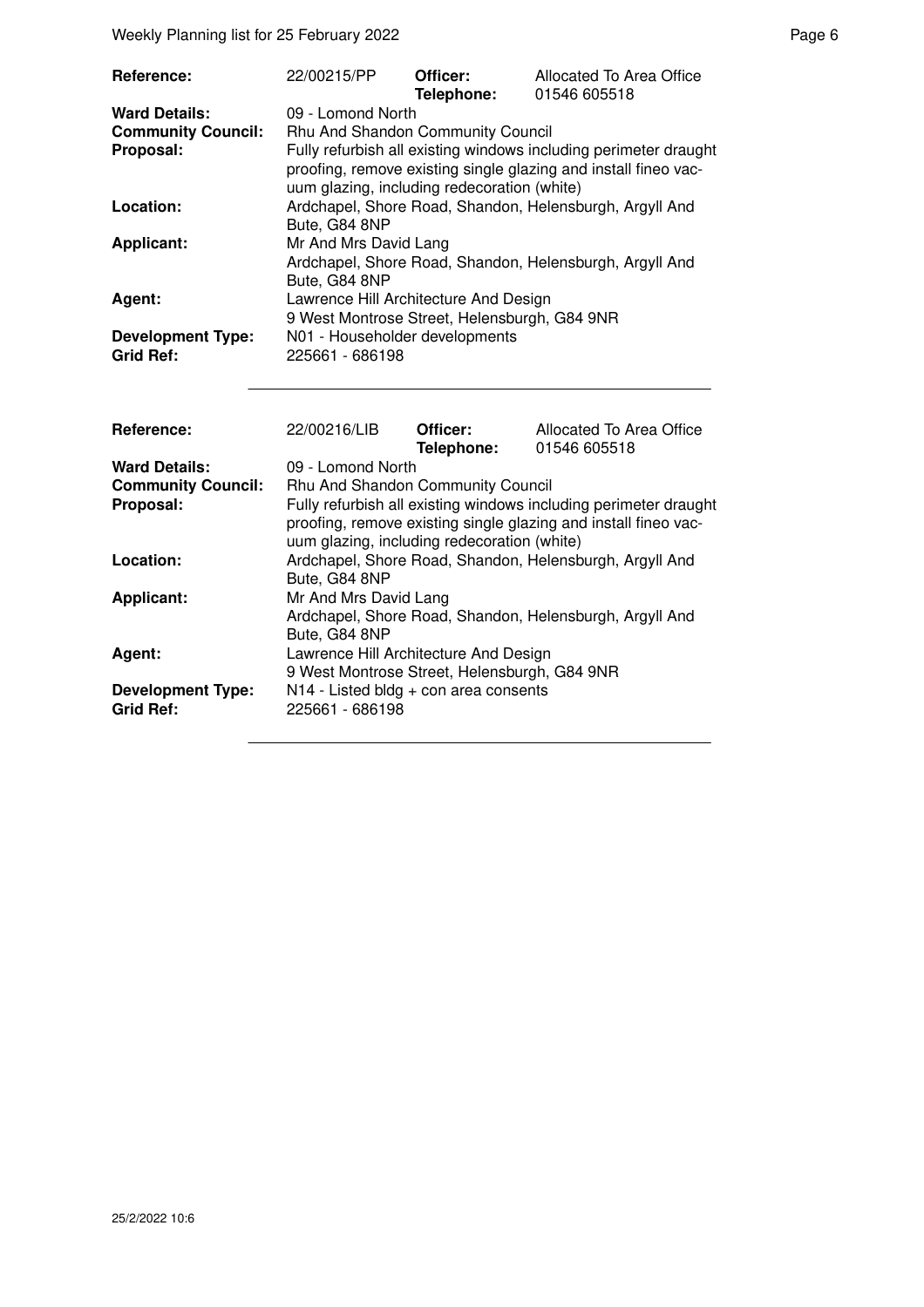| | | | |
|---|---|---|---|
| **Reference:** | 22/00215/PP | **Officer:** **Telephone:** | Allocated To Area Office 01546 605518 |
| **Ward Details:** | 09 - Lomond North | | |
| **Community Council:** | Rhu And Shandon Community Council | | |
| **Proposal:** | Fully refurbish all existing windows including perimeter draught proofing, remove existing single glazing and install fineo vacuum glazing, including redecoration (white) | | |
| **Location:** | Ardchapel, Shore Road, Shandon, Helensburgh, Argyll And Bute, G84 8NP | | |
| **Applicant:** | Mr And Mrs David Lang Ardchapel, Shore Road, Shandon, Helensburgh, Argyll And Bute, G84 8NP | | |
| **Agent:** | Lawrence Hill Architecture And Design 9 West Montrose Street, Helensburgh, G84 9NR | | |
| **Development Type:** | N01 - Householder developments | | |
| **Grid Ref:** | 225661 - 686198 | | |

---

| | | | |
|---|---|---|---|
| **Reference:** | 22/00216/LIB | **Officer:** **Telephone:** | Allocated To Area Office 01546 605518 |
| **Ward Details:** | 09 - Lomond North | | |
| **Community Council:** | Rhu And Shandon Community Council | | |
| **Proposal:** | Fully refurbish all existing windows including perimeter draught proofing, remove existing single glazing and install fineo vacuum glazing, including redecoration (white) | | |
| **Location:** | Ardchapel, Shore Road, Shandon, Helensburgh, Argyll And Bute, G84 8NP | | |
| **Applicant:** | Mr And Mrs David Lang Ardchapel, Shore Road, Shandon, Helensburgh, Argyll And Bute, G84 8NP | | |
| **Agent:** | Lawrence Hill Architecture And Design 9 West Montrose Street, Helensburgh, G84 9NR | | |
| **Development Type:** | N14 - Listed bldg + con area consents | | |
| **Grid Ref:** | 225661 - 686198 | | |

---

25/2/2022 10:6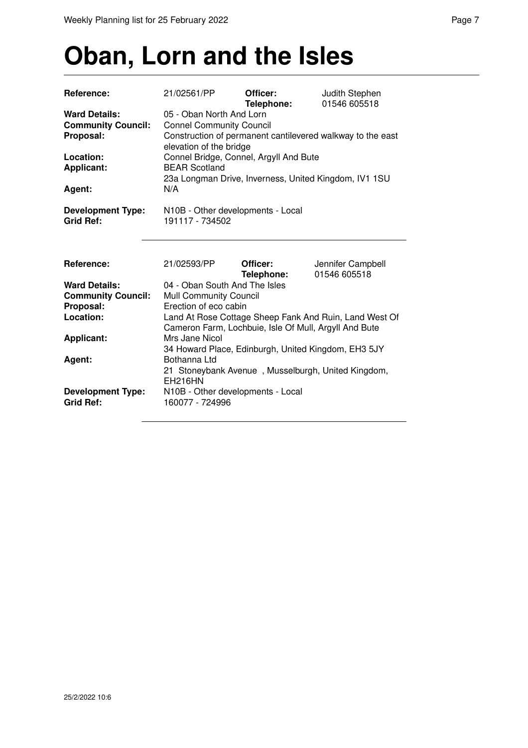# Oban, Lorn and the Isles

| | | | |
|---|---|---|---|
| **Reference:** | 21/02561/PP | **Officer:** **Telephone:** | Judith Stephen 01546 605518 |
| **Ward Details:** | 05 - Oban North And Lorn | | |
| **Community Council:** | Connel Community Council | | |
| **Proposal:** | Construction of permanent cantilevered walkway to the east elevation of the bridge | | |
| **Location:** | Connel Bridge, Connel, Argyll And Bute | | |
| **Applicant:** | BEAR Scotland 23a Longman Drive, Inverness, United Kingdom, IV1 1SU | | |
| **Agent:** | N/A | | |
| **Development Type:** | N10B - Other developments - Local | | |
| **Grid Ref:** | 191117 - 734502 | | |

| | | | |
|---|---|---|---|
| **Reference:** | 21/02593/PP | **Officer:** **Telephone:** | Jennifer Campbell 01546 605518 |
| **Ward Details:** | 04 - Oban South And The Isles | | |
| **Community Council:** | Mull Community Council | | |
| **Proposal:** | Erection of eco cabin | | |
| **Location:** | Land At Rose Cottage Sheep Fank And Ruin, Land West Of Cameron Farm, Lochbuie, Isle Of Mull, Argyll And Bute | | |
| **Applicant:** | Mrs Jane Nicol 34 Howard Place, Edinburgh, United Kingdom, EH3 5JY | | |
| **Agent:** | Bothanna Ltd 21 Stoneybank Avenue , Musselburgh, United Kingdom, EH216HN | | |
| **Development Type:** | N10B - Other developments - Local | | |
| **Grid Ref:** | 160077 - 724996 | | |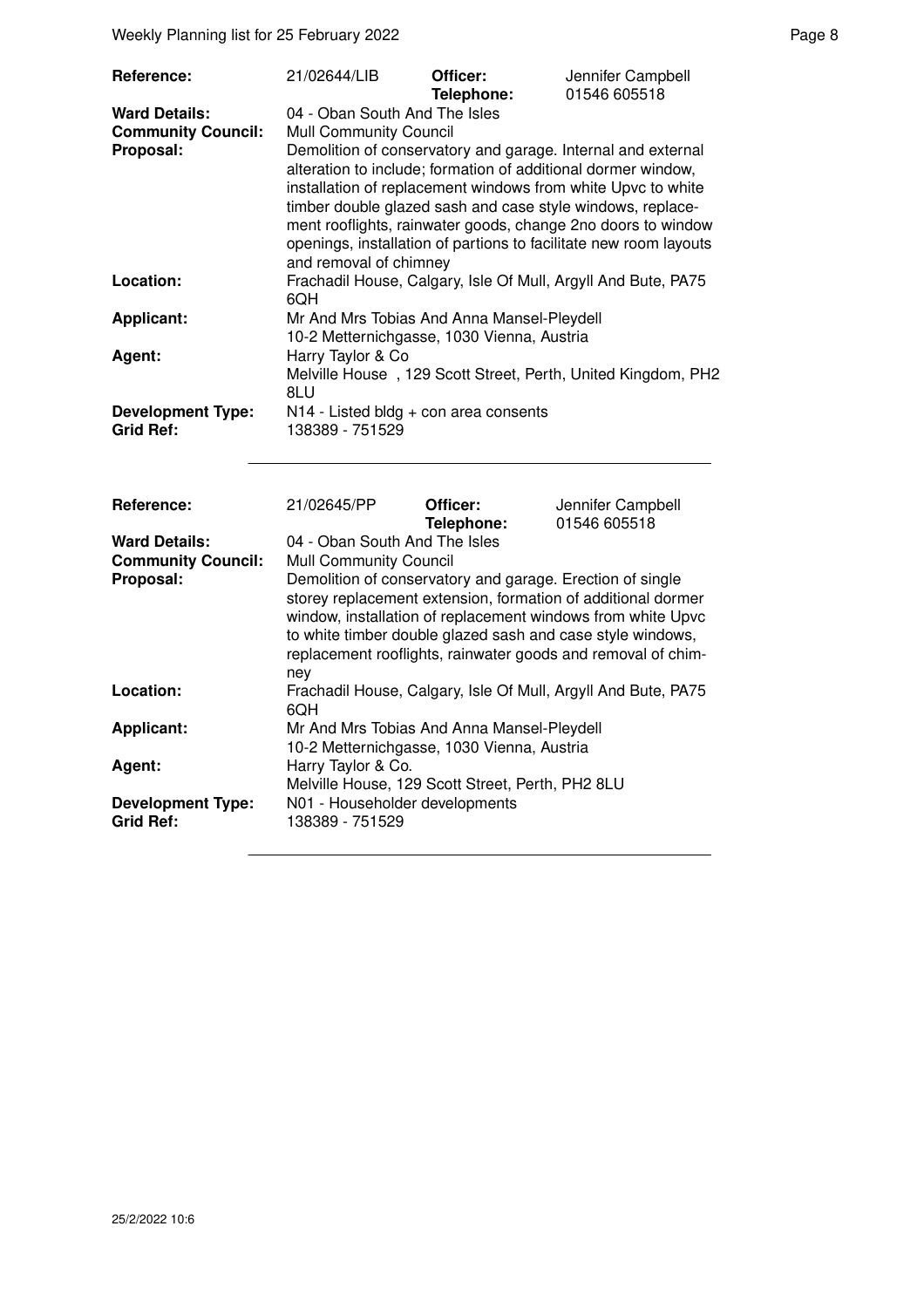| | | | |
|---|---|---|---|
| **Reference:** | 21/02644/LIB | **Officer:** **Telephone:** | Jennifer Campbell 01546 605518 |
| **Ward Details:** | 04 - Oban South And The Isles | | |
| **Community Council:** | Mull Community Council | | |
| **Proposal:** | Demolition of conservatory and garage. Internal and external alteration to include; formation of additional dormer window, installation of replacement windows from white Upvc to white timber double glazed sash and case style windows, replacement rooflights, rainwater goods, change 2no doors to window openings, installation of partions to facilitate new room layouts and removal of chimney | | |
| **Location:** | Frachadil House, Calgary, Isle Of Mull, Argyll And Bute, PA75 6QH | | |
| **Applicant:** | Mr And Mrs Tobias And Anna Mansel-Pleydell 10-2 Metternichgasse, 1030 Vienna, Austria | | |
| **Agent:** | Harry Taylor & Co Melville House , 129 Scott Street, Perth, United Kingdom, PH2 8LU | | |
| **Development Type:** | N14 - Listed bldg + con area consents | | |
| **Grid Ref:** | 138389 - 751529 | | |

| | | | |
|---|---|---|---|
| **Reference:** | 21/02645/PP | **Officer:** **Telephone:** | Jennifer Campbell 01546 605518 |
| **Ward Details:** | 04 - Oban South And The Isles | | |
| **Community Council:** | Mull Community Council | | |
| **Proposal:** | Demolition of conservatory and garage. Erection of single storey replacement extension, formation of additional dormer window, installation of replacement windows from white Upvc to white timber double glazed sash and case style windows, replacement rooflights, rainwater goods and removal of chimney | | |
| **Location:** | Frachadil House, Calgary, Isle Of Mull, Argyll And Bute, PA75 6QH | | |
| **Applicant:** | Mr And Mrs Tobias And Anna Mansel-Pleydell 10-2 Metternichgasse, 1030 Vienna, Austria | | |
| **Agent:** | Harry Taylor & Co. Melville House, 129 Scott Street, Perth, PH2 8LU | | |
| **Development Type:** | N01 - Householder developments | | |
| **Grid Ref:** | 138389 - 751529 | | |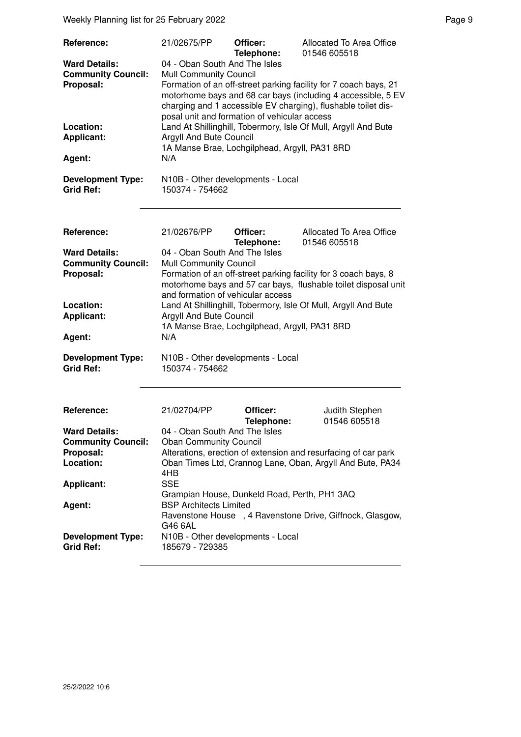| | | | |
|---|---|---|---|
| **Reference:** | 21/02675/PP | **Officer:** | Allocated To Area Office |
| | | **Telephone:** | 01546 605518 |
| **Ward Details:** | 04 - Oban South And The Isles | | |
| **Community Council:** | Mull Community Council | | |
| **Proposal:** | Formation of an off-street parking facility for 7 coach bays, 21 motorhome bays and 68 car bays (including 4 accessible, 5 EV charging and 1 accessible EV charging), flushable toilet disposal unit and formation of vehicular access | | |
| **Location:** | Land At Shillinghill, Tobermory, Isle Of Mull, Argyll And Bute | | |
| **Applicant:** | Argyll And Bute Council<br>1A Manse Brae, Lochgilphead, Argyll, PA31 8RD | | |
| **Agent:** | N/A | | |
| **Development Type:** | N10B - Other developments - Local | | |
| **Grid Ref:** | 150374 - 754662 | | |

| | | | |
|---|---|---|---|
| **Reference:** | 21/02676/PP | **Officer:** | Allocated To Area Office |
| | | **Telephone:** | 01546 605518 |
| **Ward Details:** | 04 - Oban South And The Isles | | |
| **Community Council:** | Mull Community Council | | |
| **Proposal:** | Formation of an off-street parking facility for 3 coach bays, 8 motorhome bays and 57 car bays, flushable toilet disposal unit and formation of vehicular access | | |
| **Location:** | Land At Shillinghill, Tobermory, Isle Of Mull, Argyll And Bute | | |
| **Applicant:** | Argyll And Bute Council<br>1A Manse Brae, Lochgilphead, Argyll, PA31 8RD | | |
| **Agent:** | N/A | | |
| **Development Type:** | N10B - Other developments - Local | | |
| **Grid Ref:** | 150374 - 754662 | | |

| | | | |
|---|---|---|---|
| **Reference:** | 21/02704/PP | **Officer:** | Judith Stephen |
| | | **Telephone:** | 01546 605518 |
| **Ward Details:** | 04 - Oban South And The Isles | | |
| **Community Council:** | Oban Community Council | | |
| **Proposal:** | Alterations, erection of extension and resurfacing of car park | | |
| **Location:** | Oban Times Ltd, Crannog Lane, Oban, Argyll And Bute, PA34 4HB | | |
| **Applicant:** | SSE<br>Grampian House, Dunkeld Road, Perth, PH1 3AQ | | |
| **Agent:** | BSP Architects Limited<br>Ravenstone House , 4 Ravenstone Drive, Giffnock, Glasgow, G46 6AL | | |
| **Development Type:** | N10B - Other developments - Local | | |
| **Grid Ref:** | 185679 - 729385 | | |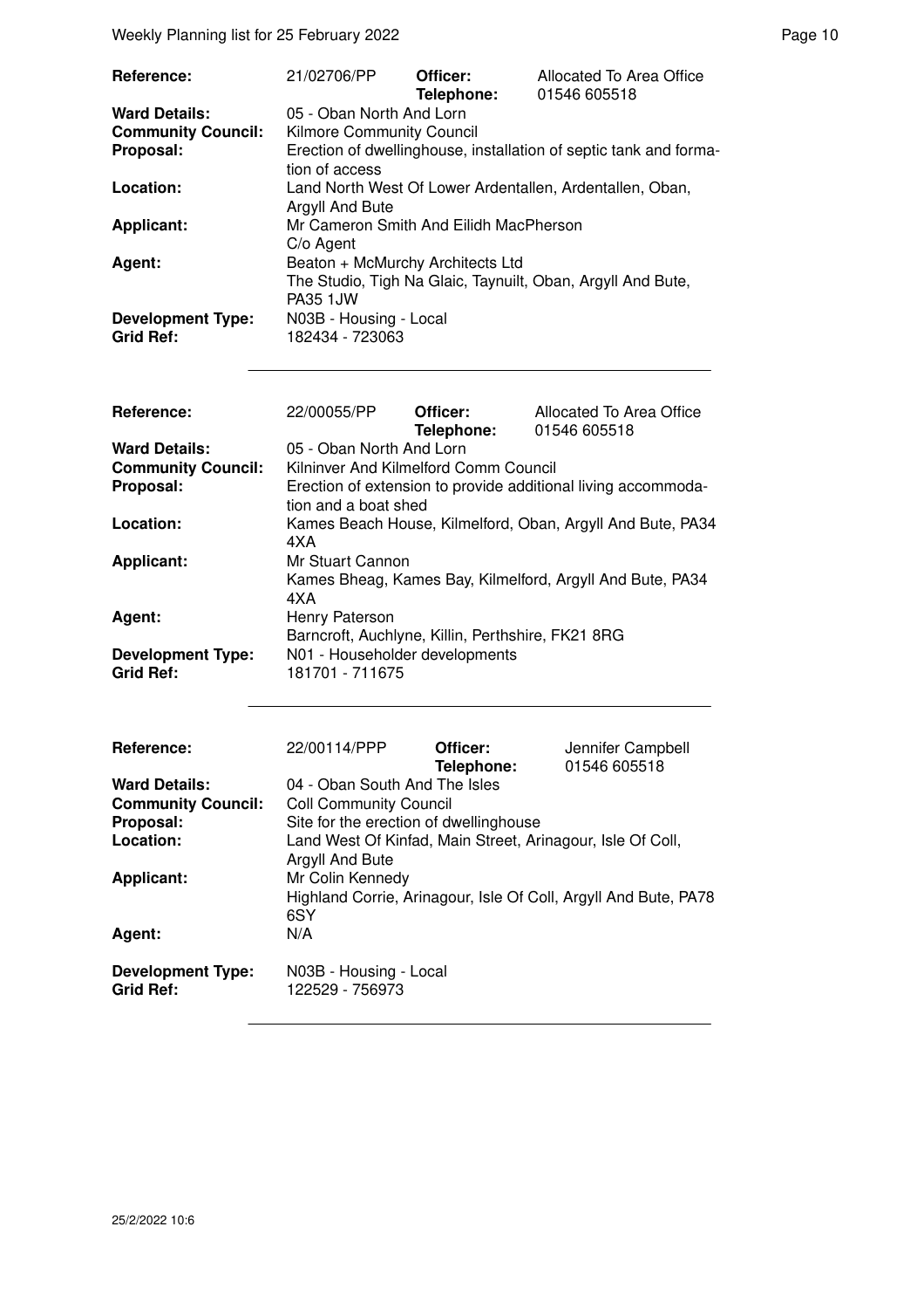| | | | |
|---|---|---|---|
| **Reference:** | 21/02706/PP | **Officer:** **Telephone:** | Allocated To Area Office 01546 605518 |
| **Ward Details:** | 05 - Oban North And Lorn | | |
| **Community Council:** | Kilmore Community Council | | |
| **Proposal:** | Erection of dwellinghouse, installation of septic tank and formation of access | | |
| **Location:** | Land North West Of Lower Ardentallen, Ardentallen, Oban, Argyll And Bute | | |
| **Applicant:** | Mr Cameron Smith And Eilidh MacPherson C/o Agent | | |
| **Agent:** | Beaton + McMurchy Architects Ltd The Studio, Tigh Na Glaic, Taynuilt, Oban, Argyll And Bute, PA35 1JW | | |
| **Development Type:** | N03B - Housing - Local | | |
| **Grid Ref:** | 182434 - 723063 | | |

| | | | |
|---|---|---|---|
| **Reference:** | 22/00055/PP | **Officer:** **Telephone:** | Allocated To Area Office 01546 605518 |
| **Ward Details:** | 05 - Oban North And Lorn | | |
| **Community Council:** | Kilninver And Kilmelford Comm Council | | |
| **Proposal:** | Erection of extension to provide additional living accommodation and a boat shed | | |
| **Location:** | Kames Beach House, Kilmelford, Oban, Argyll And Bute, PA34 4XA | | |
| **Applicant:** | Mr Stuart Cannon Kames Bheag, Kames Bay, Kilmelford, Argyll And Bute, PA34 4XA | | |
| **Agent:** | Henry Paterson Barncroft, Auchlyne, Killin, Perthshire, FK21 8RG | | |
| **Development Type:** | N01 - Householder developments | | |
| **Grid Ref:** | 181701 - 711675 | | |

| | | | |
|---|---|---|---|
| **Reference:** | 22/00114/PPP | **Officer:** **Telephone:** | Jennifer Campbell 01546 605518 |
| **Ward Details:** | 04 - Oban South And The Isles | | |
| **Community Council:** | Coll Community Council | | |
| **Proposal:** | Site for the erection of dwellinghouse | | |
| **Location:** | Land West Of Kinfad, Main Street, Arinagour, Isle Of Coll, Argyll And Bute | | |
| **Applicant:** | Mr Colin Kennedy Highland Corrie, Arinagour, Isle Of Coll, Argyll And Bute, PA78 6SY | | |
| **Agent:** | N/A | | |
| **Development Type:** | N03B - Housing - Local | | |
| **Grid Ref:** | 122529 - 756973 | | |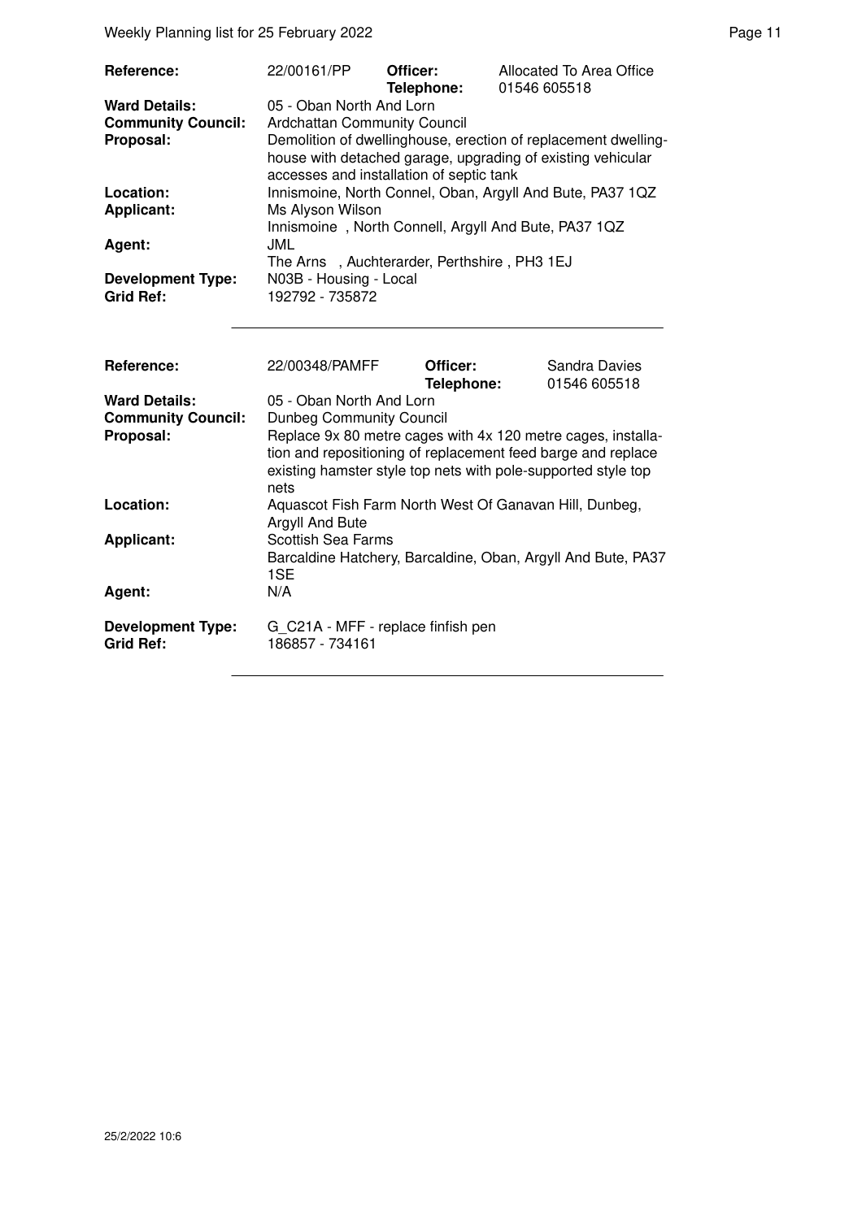| | | | |
|---|---|---|---|
| **Reference:** | 22/00161/PP | **Officer:**<br>**Telephone:** | Allocated To Area Office<br>01546 605518 |
| **Ward Details:** | 05 - Oban North And Lorn | | |
| **Community Council:** | Ardchattan Community Council | | |
| **Proposal:** | Demolition of dwellinghouse, erection of replacement dwelling-house with detached garage, upgrading of existing vehicular accesses and installation of septic tank | | |
| **Location:** | Innismoine, North Connel, Oban, Argyll And Bute, PA37 1QZ | | |
| **Applicant:** | Ms Alyson Wilson<br>Innismoine , North Connell, Argyll And Bute, PA37 1QZ | | |
| **Agent:** | JML<br>The Arns , Auchterarder, Perthshire , PH3 1EJ | | |
| **Development Type:** | N03B - Housing - Local | | |
| **Grid Ref:** | 192792 - 735872 | | |

| | | | |
|---|---|---|---|
| **Reference:** | 22/00348/PAMFF | **Officer:**<br>**Telephone:** | Sandra Davies<br>01546 605518 |
| **Ward Details:** | 05 - Oban North And Lorn | | |
| **Community Council:** | Dunbeg Community Council | | |
| **Proposal:** | Replace 9x 80 metre cages with 4x 120 metre cages, installation and repositioning of replacement feed barge and replace existing hamster style top nets with pole-supported style top nets | | |
| **Location:** | Aquascot Fish Farm North West Of Ganavan Hill, Dunbeg, Argyll And Bute | | |
| **Applicant:** | Scottish Sea Farms<br>Barcaldine Hatchery, Barcaldine, Oban, Argyll And Bute, PA37 1SE | | |
| **Agent:** | N/A | | |
| **Development Type:** | G_C21A - MFF - replace finfish pen | | |
| **Grid Ref:** | 186857 - 734161 | | |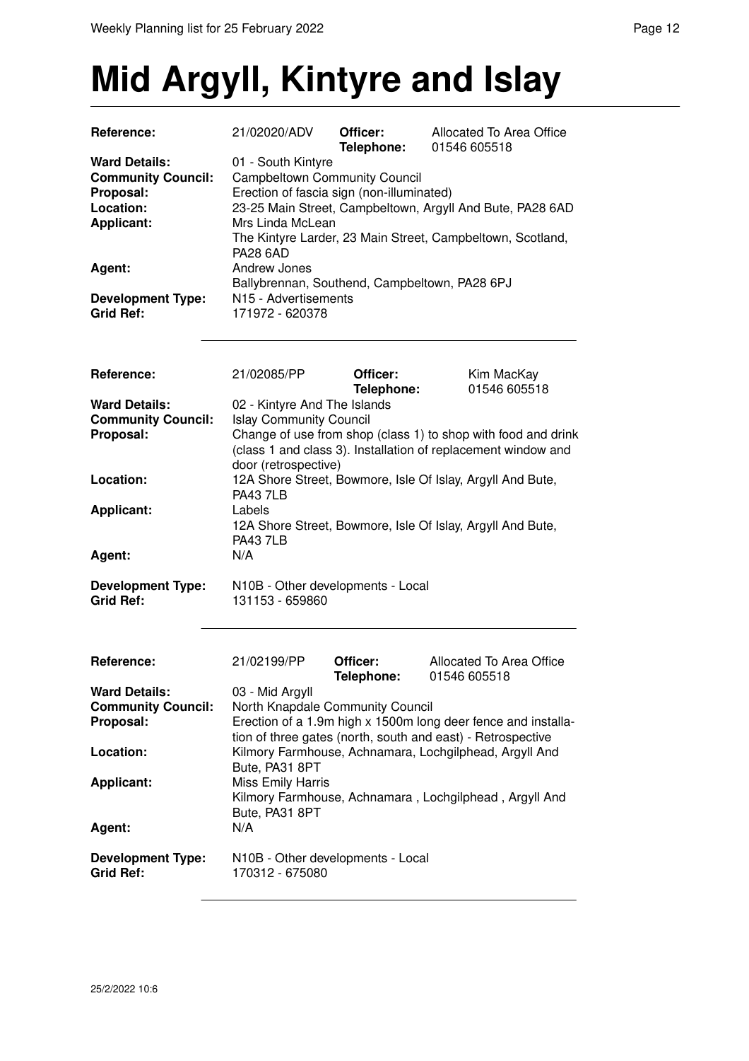# Mid Argyll, Kintyre and Islay

| | | | |
|---|---|---|---|
| **Reference:** | 21/02020/ADV | **Officer:** **Telephone:** | Allocated To Area Office 01546 605518 |
| **Ward Details:** | 01 - South Kintyre | | |
| **Community Council:** | Campbeltown Community Council | | |
| **Proposal:** | Erection of fascia sign (non-illuminated) | | |
| **Location:** | 23-25 Main Street, Campbeltown, Argyll And Bute, PA28 6AD | | |
| **Applicant:** | Mrs Linda McLean<br>The Kintyre Larder, 23 Main Street, Campbeltown, Scotland, PA28 6AD | | |
| **Agent:** | Andrew Jones<br>Ballybrennan, Southend, Campbeltown, PA28 6PJ | | |
| **Development Type:** | N15 - Advertisements | | |
| **Grid Ref:** | 171972 - 620378 | | |

---

| | | | |
|---|---|---|---|
| **Reference:** | 21/02085/PP | **Officer:** **Telephone:** | Kim MacKay 01546 605518 |
| **Ward Details:** | 02 - Kintyre And The Islands | | |
| **Community Council:** | Islay Community Council | | |
| **Proposal:** | Change of use from shop (class 1) to shop with food and drink (class 1 and class 3). Installation of replacement window and door (retrospective) | | |
| **Location:** | 12A Shore Street, Bowmore, Isle Of Islay, Argyll And Bute, PA43 7LB | | |
| **Applicant:** | Labels<br>12A Shore Street, Bowmore, Isle Of Islay, Argyll And Bute, PA43 7LB | | |
| **Agent:** | N/A | | |
| **Development Type:** | N10B - Other developments - Local | | |
| **Grid Ref:** | 131153 - 659860 | | |

---

| | | | |
|---|---|---|---|
| **Reference:** | 21/02199/PP | **Officer:** **Telephone:** | Allocated To Area Office 01546 605518 |
| **Ward Details:** | 03 - Mid Argyll | | |
| **Community Council:** | North Knapdale Community Council | | |
| **Proposal:** | Erection of a 1.9m high x 1500m long deer fence and installation of three gates (north, south and east) - Retrospective | | |
| **Location:** | Kilmory Farmhouse, Achnamara, Lochgilphead, Argyll And Bute, PA31 8PT | | |
| **Applicant:** | Miss Emily Harris<br>Kilmory Farmhouse, Achnamara , Lochgilphead , Argyll And Bute, PA31 8PT | | |
| **Agent:** | N/A | | |
| **Development Type:** | N10B - Other developments - Local | | |
| **Grid Ref:** | 170312 - 675080 | | |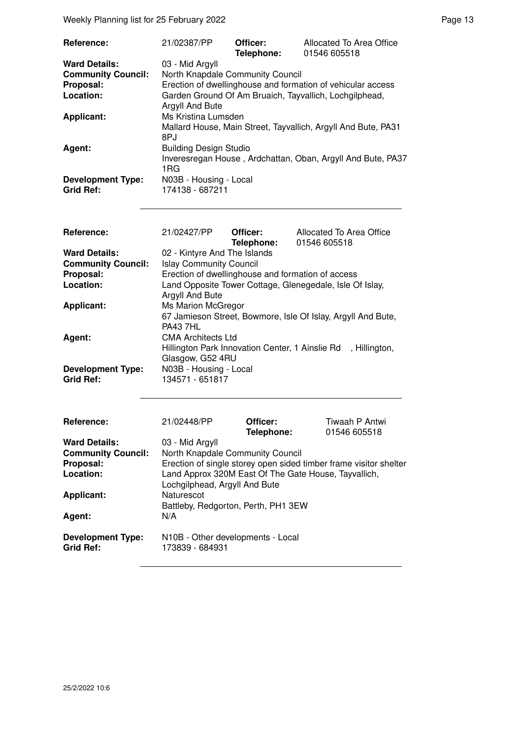| Reference: | 21/02387/PP | Officer: Telephone: | Allocated To Area Office 01546 605518 |
|---|---|---|---|
| **Ward Details:** | 03 - Mid Argyll | | |
| **Community Council:** | North Knapdale Community Council | | |
| **Proposal:** | Erection of dwellinghouse and formation of vehicular access | | |
| **Location:** | Garden Ground Of Am Bruaich, Tayvallich, Lochgilphead, Argyll And Bute | | |
| **Applicant:** | Ms Kristina Lumsden<br>Mallard House, Main Street, Tayvallich, Argyll And Bute, PA31 8PJ | | |
| **Agent:** | Building Design Studio<br>Inveresregan House , Ardchattan, Oban, Argyll And Bute, PA37 1RG | | |
| **Development Type:** | N03B - Housing - Local | | |
| **Grid Ref:** | 174138 - 687211 | | |

| Reference: | 21/02427/PP | Officer: Telephone: | Allocated To Area Office 01546 605518 |
|---|---|---|---|
| **Ward Details:** | 02 - Kintyre And The Islands | | |
| **Community Council:** | Islay Community Council | | |
| **Proposal:** | Erection of dwellinghouse and formation of access | | |
| **Location:** | Land Opposite Tower Cottage, Glenegedale, Isle Of Islay, Argyll And Bute | | |
| **Applicant:** | Ms Marion McGregor<br>67 Jamieson Street, Bowmore, Isle Of Islay, Argyll And Bute, PA43 7HL | | |
| **Agent:** | CMA Architects Ltd<br>Hillington Park Innovation Center, 1 Ainslie Rd , Hillington, Glasgow, G52 4RU | | |
| **Development Type:** | N03B - Housing - Local | | |
| **Grid Ref:** | 134571 - 651817 | | |

| Reference: | 21/02448/PP | Officer: Telephone: | Tiwaah P Antwi 01546 605518 |
|---|---|---|---|
| **Ward Details:** | 03 - Mid Argyll | | |
| **Community Council:** | North Knapdale Community Council | | |
| **Proposal:** | Erection of single storey open sided timber frame visitor shelter | | |
| **Location:** | Land Approx 320M East Of The Gate House, Tayvallich, Lochgilphead, Argyll And Bute | | |
| **Applicant:** | Naturescot<br>Battleby, Redgorton, Perth, PH1 3EW | | |
| **Agent:** | N/A | | |
| **Development Type:** | N10B - Other developments - Local | | |
| **Grid Ref:** | 173839 - 684931 | | |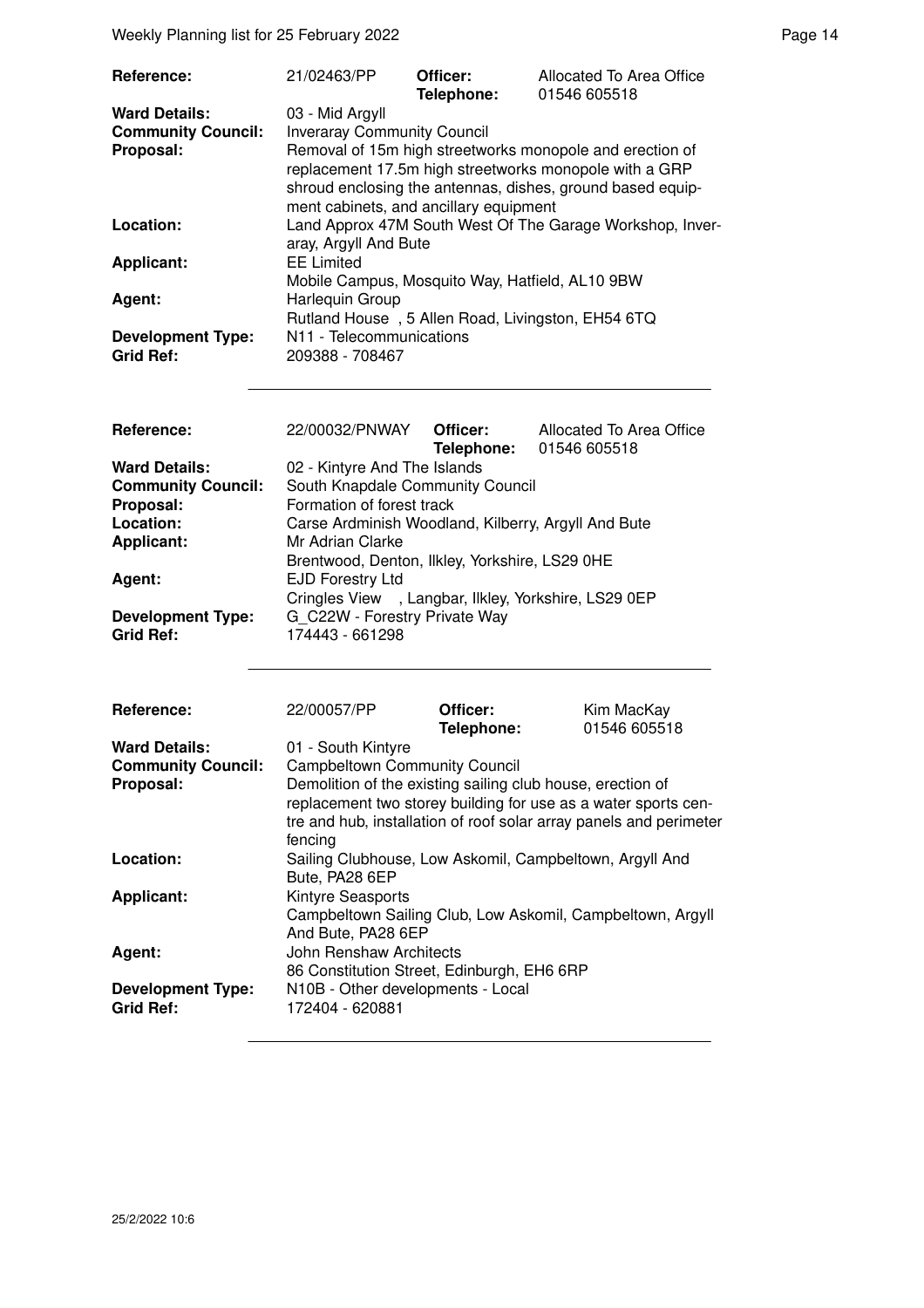| | | | |
|---|---|---|---|
| **Reference:** | 21/02463/PP | **Officer:** **Telephone:** | Allocated To Area Office 01546 605518 |
| **Ward Details:** | 03 - Mid Argyll | | |
| **Community Council:** | Inveraray Community Council | | |
| **Proposal:** | Removal of 15m high streetworks monopole and erection of replacement 17.5m high streetworks monopole with a GRP shroud enclosing the antennas, dishes, ground based equipment cabinets, and ancillary equipment | | |
| **Location:** | Land Approx 47M South West Of The Garage Workshop, Inveraray, Argyll And Bute | | |
| **Applicant:** | EE Limited Mobile Campus, Mosquito Way, Hatfield, AL10 9BW | | |
| **Agent:** | Harlequin Group Rutland House , 5 Allen Road, Livingston, EH54 6TQ | | |
| **Development Type:** | N11 - Telecommunications | | |
| **Grid Ref:** | 209388 - 708467 | | |

---

| | | | |
|---|---|---|---|
| **Reference:** | 22/00032/PNWAY | **Officer:** **Telephone:** | Allocated To Area Office 01546 605518 |
| **Ward Details:** | 02 - Kintyre And The Islands | | |
| **Community Council:** | South Knapdale Community Council | | |
| **Proposal:** | Formation of forest track | | |
| **Location:** | Carse Ardminish Woodland, Kilberry, Argyll And Bute | | |
| **Applicant:** | Mr Adrian Clarke Brentwood, Denton, Ilkley, Yorkshire, LS29 0HE | | |
| **Agent:** | EJD Forestry Ltd Cringles View , Langbar, Ilkley, Yorkshire, LS29 0EP | | |
| **Development Type:** | G_C22W - Forestry Private Way | | |
| **Grid Ref:** | 174443 - 661298 | | |

---

| | | | |
|---|---|---|---|
| **Reference:** | 22/00057/PP | **Officer:** **Telephone:** | Kim MacKay 01546 605518 |
| **Ward Details:** | 01 - South Kintyre | | |
| **Community Council:** | Campbeltown Community Council | | |
| **Proposal:** | Demolition of the existing sailing club house, erection of replacement two storey building for use as a water sports centre and hub, installation of roof solar array panels and perimeter fencing | | |
| **Location:** | Sailing Clubhouse, Low Askomil, Campbeltown, Argyll And Bute, PA28 6EP | | |
| **Applicant:** | Kintyre Seasports Campbeltown Sailing Club, Low Askomil, Campbeltown, Argyll And Bute, PA28 6EP | | |
| **Agent:** | John Renshaw Architects 86 Constitution Street, Edinburgh, EH6 6RP | | |
| **Development Type:** | N10B - Other developments - Local | | |
| **Grid Ref:** | 172404 - 620881 | | |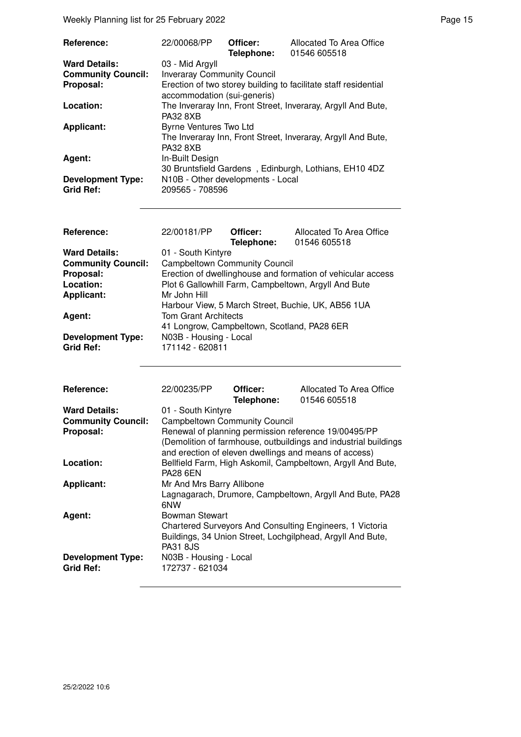| | | | |
|---|---|---|---|
| **Reference:** | 22/00068/PP | **Officer:** **Telephone:** | Allocated To Area Office 01546 605518 |
| **Ward Details:** | 03 - Mid Argyll | | |
| **Community Council:** | Inveraray Community Council | | |
| **Proposal:** | Erection of two storey building to facilitate staff residential accommodation (sui-generis) | | |
| **Location:** | The Inveraray Inn, Front Street, Inveraray, Argyll And Bute, PA32 8XB | | |
| **Applicant:** | Byrne Ventures Two Ltd<br>The Inveraray Inn, Front Street, Inveraray, Argyll And Bute, PA32 8XB | | |
| **Agent:** | In-Built Design<br>30 Bruntsfield Gardens , Edinburgh, Lothians, EH10 4DZ | | |
| **Development Type:** | N10B - Other developments - Local | | |
| **Grid Ref:** | 209565 - 708596 | | |

| | | | |
|---|---|---|---|
| **Reference:** | 22/00181/PP | **Officer:** **Telephone:** | Allocated To Area Office 01546 605518 |
| **Ward Details:** | 01 - South Kintyre | | |
| **Community Council:** | Campbeltown Community Council | | |
| **Proposal:** | Erection of dwellinghouse and formation of vehicular access | | |
| **Location:** | Plot 6 Gallowhill Farm, Campbeltown, Argyll And Bute | | |
| **Applicant:** | Mr John Hill<br>Harbour View, 5 March Street, Buchie, UK, AB56 1UA | | |
| **Agent:** | Tom Grant Architects<br>41 Longrow, Campbeltown, Scotland, PA28 6ER | | |
| **Development Type:** | N03B - Housing - Local | | |
| **Grid Ref:** | 171142 - 620811 | | |

| | | | |
|---|---|---|---|
| **Reference:** | 22/00235/PP | **Officer:** **Telephone:** | Allocated To Area Office 01546 605518 |
| **Ward Details:** | 01 - South Kintyre | | |
| **Community Council:** | Campbeltown Community Council | | |
| **Proposal:** | Renewal of planning permission reference 19/00495/PP (Demolition of farmhouse, outbuildings and industrial buildings and erection of eleven dwellings and means of access) | | |
| **Location:** | Bellfield Farm, High Askomil, Campbeltown, Argyll And Bute, PA28 6EN | | |
| **Applicant:** | Mr And Mrs Barry Allibone<br>Lagnagarach, Drumore, Campbeltown, Argyll And Bute, PA28 6NW | | |
| **Agent:** | Bowman Stewart<br>Chartered Surveyors And Consulting Engineers, 1 Victoria Buildings, 34 Union Street, Lochgilphead, Argyll And Bute, PA31 8JS | | |
| **Development Type:** | N03B - Housing - Local | | |
| **Grid Ref:** | 172737 - 621034 | | |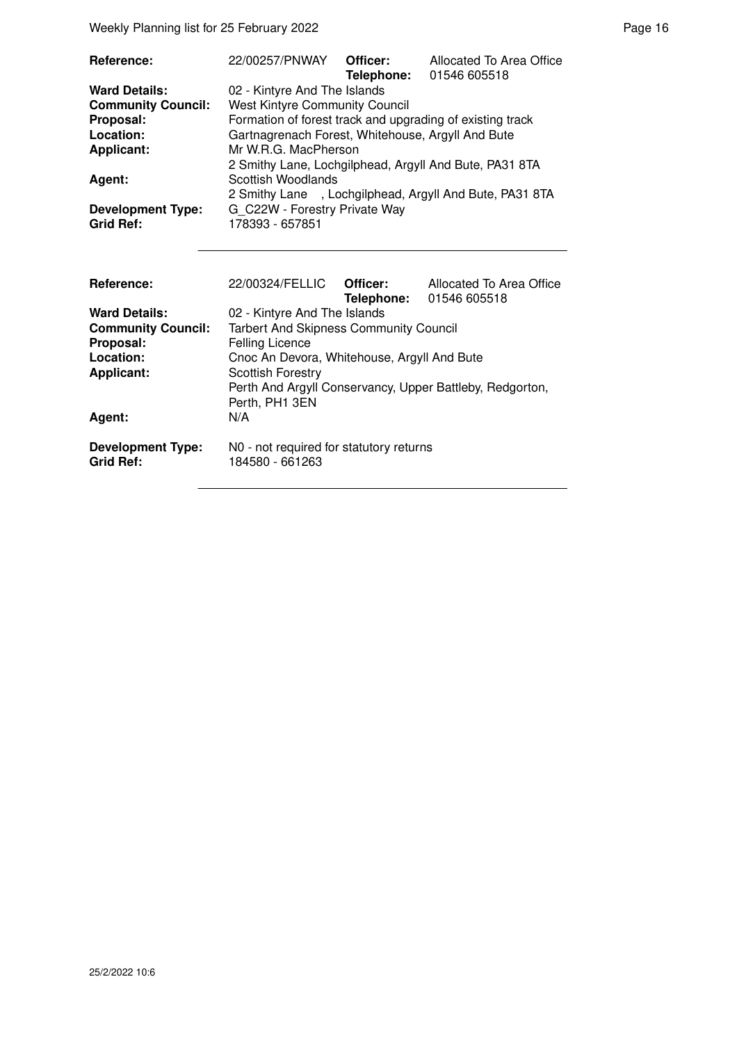| | | | |
|---|---|---|---|
| **Reference:** | 22/00257/PNWAY | **Officer:** | Allocated To Area Office |
| | | **Telephone:** | 01546 605518 |
| **Ward Details:** | 02 - Kintyre And The Islands | | |
| **Community Council:** | West Kintyre Community Council | | |
| **Proposal:** | Formation of forest track and upgrading of existing track | | |
| **Location:** | Gartnagrenach Forest, Whitehouse, Argyll And Bute | | |
| **Applicant:** | Mr W.R.G. MacPherson | | |
| | 2 Smithy Lane, Lochgilphead, Argyll And Bute, PA31 8TA | | |
| **Agent:** | Scottish Woodlands | | |
| | 2 Smithy Lane , Lochgilphead, Argyll And Bute, PA31 8TA | | |
| **Development Type:** | G_C22W - Forestry Private Way | | |
| **Grid Ref:** | 178393 - 657851 | | |

---

| | | | |
|---|---|---|---|
| **Reference:** | 22/00324/FELLIC | **Officer:** | Allocated To Area Office |
| | | **Telephone:** | 01546 605518 |
| **Ward Details:** | 02 - Kintyre And The Islands | | |
| **Community Council:** | Tarbert And Skipness Community Council | | |
| **Proposal:** | Felling Licence | | |
| **Location:** | Cnoc An Devora, Whitehouse, Argyll And Bute | | |
| **Applicant:** | Scottish Forestry | | |
| | Perth And Argyll Conservancy, Upper Battleby, Redgorton, Perth, PH1 3EN | | |
| **Agent:** | N/A | | |
| **Development Type:** | N0 - not required for statutory returns | | |
| **Grid Ref:** | 184580 - 661263 | | |

---

25/2/2022 10:6